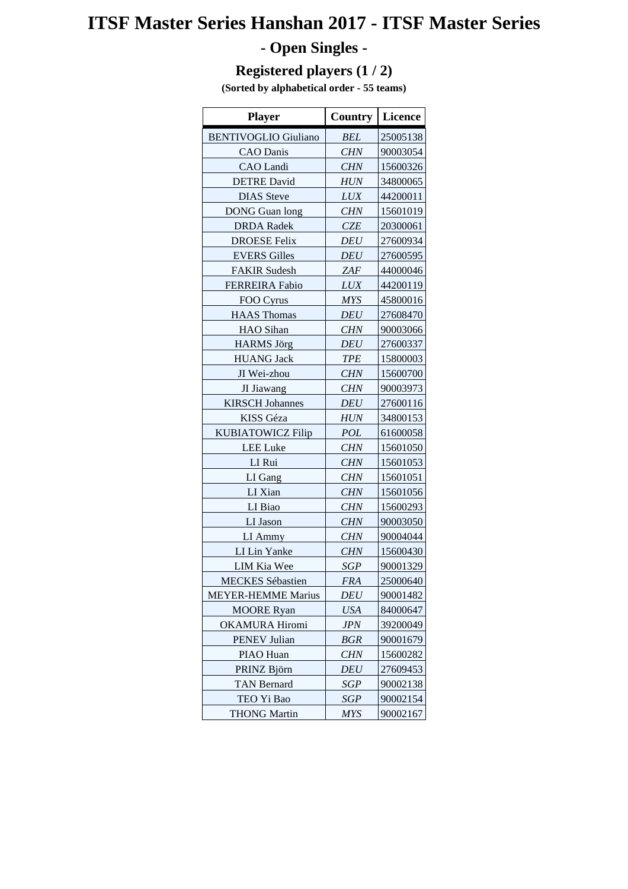# ITSF Master Series Hanshan 2017 - ITSF Master Series

## - Open Singles -

### Registered players (1 / 2)

**(Sorted by alphabetical order - 55 teams)**

| Player | Country | Licence |
|---|---|---|
| BENTIVOGLIO Giuliano | *BEL* | 25005138 |
| CAO Danis | *CHN* | 90003054 |
| CAO Landi | *CHN* | 15600326 |
| DETRE David | *HUN* | 34800065 |
| DIAS Steve | *LUX* | 44200011 |
| DONG Guan long | *CHN* | 15601019 |
| DRDA Radek | *CZE* | 20300061 |
| DROESE Felix | *DEU* | 27600934 |
| EVERS Gilles | *DEU* | 27600595 |
| FAKIR Sudesh | *ZAF* | 44000046 |
| FERREIRA Fabio | *LUX* | 44200119 |
| FOO Cyrus | *MYS* | 45800016 |
| HAAS Thomas | *DEU* | 27608470 |
| HAO Sihan | *CHN* | 90003066 |
| HARMS Jörg | *DEU* | 27600337 |
| HUANG Jack | *TPE* | 15800003 |
| JI Wei-zhou | *CHN* | 15600700 |
| JI Jiawang | *CHN* | 90003973 |
| KIRSCH Johannes | *DEU* | 27600116 |
| KISS Géza | *HUN* | 34800153 |
| KUBIATOWICZ Filip | *POL* | 61600058 |
| LEE Luke | *CHN* | 15601050 |
| LI Rui | *CHN* | 15601053 |
| LI Gang | *CHN* | 15601051 |
| LI Xian | *CHN* | 15601056 |
| LI Biao | *CHN* | 15600293 |
| LI Jason | *CHN* | 90003050 |
| LI Ammy | *CHN* | 90004044 |
| LI Lin Yanke | *CHN* | 15600430 |
| LIM Kia Wee | *SGP* | 90001329 |
| MECKES Sébastien | *FRA* | 25000640 |
| MEYER-HEMME Marius | *DEU* | 90001482 |
| MOORE Ryan | *USA* | 84000647 |
| OKAMURA Hiromi | *JPN* | 39200049 |
| PENEV Julian | *BGR* | 90001679 |
| PIAO Huan | *CHN* | 15600282 |
| PRINZ Björn | *DEU* | 27609453 |
| TAN Bernard | *SGP* | 90002138 |
| TEO Yi Bao | *SGP* | 90002154 |
| THONG Martin | *MYS* | 90002167 |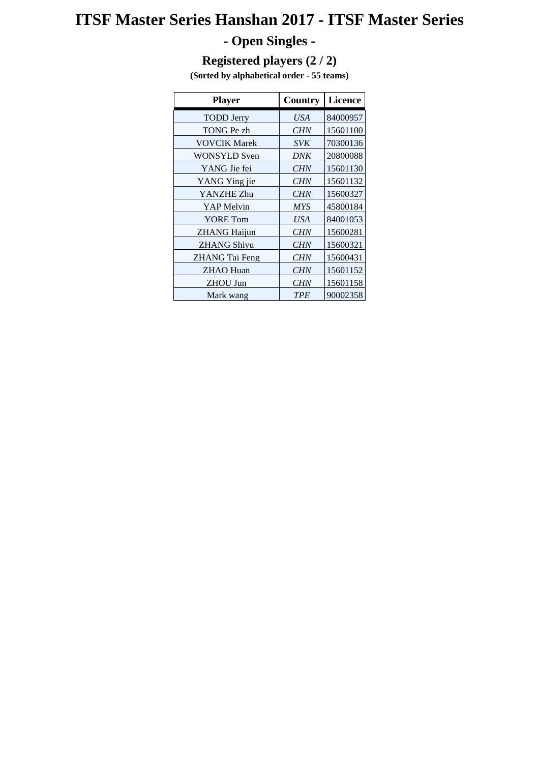# ITSF Master Series Hanshan 2017 - ITSF Master Series

## - Open Singles -

### Registered players (2 / 2)

**(Sorted by alphabetical order - 55 teams)**

| Player | Country | Licence |
|---|---|---|
| TODD Jerry | *USA* | 84000957 |
| TONG Pe zh | *CHN* | 15601100 |
| VOVCIK Marek | *SVK* | 70300136 |
| WONSYLD Sven | *DNK* | 20800088 |
| YANG Jie fei | *CHN* | 15601130 |
| YANG Ying jie | *CHN* | 15601132 |
| YANZHE Zhu | *CHN* | 15600327 |
| YAP Melvin | *MYS* | 45800184 |
| YORE Tom | *USA* | 84001053 |
| ZHANG Haijun | *CHN* | 15600281 |
| ZHANG Shiyu | *CHN* | 15600321 |
| ZHANG Tai Feng | *CHN* | 15600431 |
| ZHAO Huan | *CHN* | 15601152 |
| ZHOU Jun | *CHN* | 15601158 |
| Mark wang | *TPE* | 90002358 |